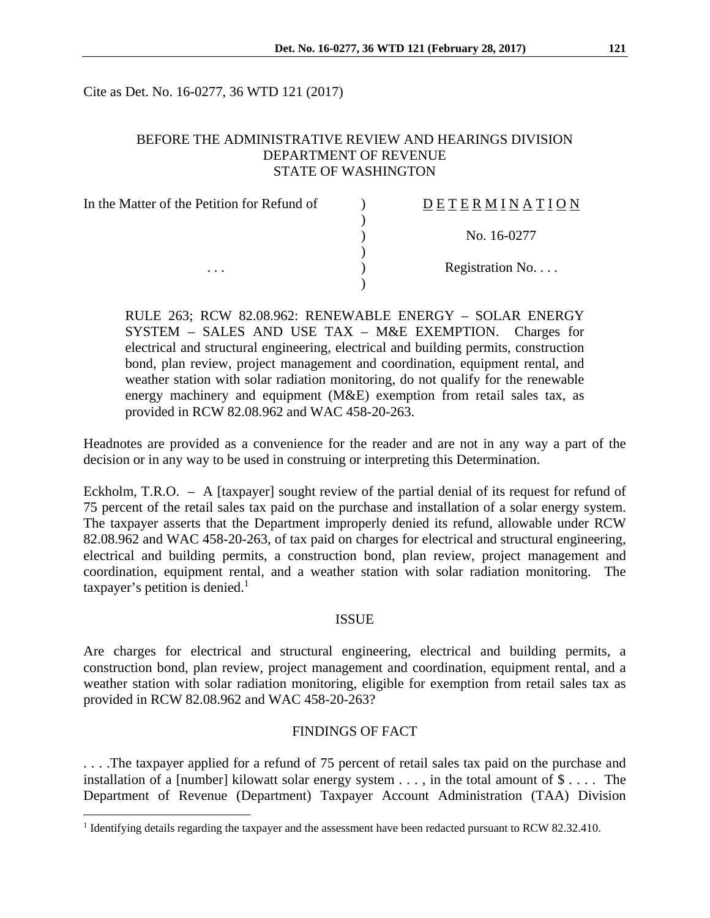Cite as Det. No. 16-0277, 36 WTD 121 (2017)

BEFORE THE ADMINISTRATIVE REVIEW AND HEARINGS DIVISION
DEPARTMENT OF REVENUE
STATE OF WASHINGTON

| In the Matter of the Petition for Refund of | ) | D E T E R M I N A T I O N |
|---|---|---|
| | ) | |
| | ) | No. 16-0277 |
| | ) | |
| . . . | ) | Registration No. . . . |
| | ) | |

RULE 263; RCW 82.08.962: RENEWABLE ENERGY – SOLAR ENERGY SYSTEM – SALES AND USE TAX – M&E EXEMPTION. Charges for electrical and structural engineering, electrical and building permits, construction bond, plan review, project management and coordination, equipment rental, and weather station with solar radiation monitoring, do not qualify for the renewable energy machinery and equipment (M&E) exemption from retail sales tax, as provided in RCW 82.08.962 and WAC 458-20-263.

Headnotes are provided as a convenience for the reader and are not in any way a part of the decision or in any way to be used in construing or interpreting this Determination.

Eckholm, T.R.O. – A [taxpayer] sought review of the partial denial of its request for refund of 75 percent of the retail sales tax paid on the purchase and installation of a solar energy system. The taxpayer asserts that the Department improperly denied its refund, allowable under RCW 82.08.962 and WAC 458-20-263, of tax paid on charges for electrical and structural engineering, electrical and building permits, a construction bond, plan review, project management and coordination, equipment rental, and a weather station with solar radiation monitoring. The taxpayer's petition is denied.[1]

## ISSUE

Are charges for electrical and structural engineering, electrical and building permits, a construction bond, plan review, project management and coordination, equipment rental, and a weather station with solar radiation monitoring, eligible for exemption from retail sales tax as provided in RCW 82.08.962 and WAC 458-20-263?

## FINDINGS OF FACT

. . . .The taxpayer applied for a refund of 75 percent of retail sales tax paid on the purchase and installation of a [number] kilowatt solar energy system . . . , in the total amount of $ . . . . The Department of Revenue (Department) Taxpayer Account Administration (TAA) Division

[1] Identifying details regarding the taxpayer and the assessment have been redacted pursuant to RCW 82.32.410.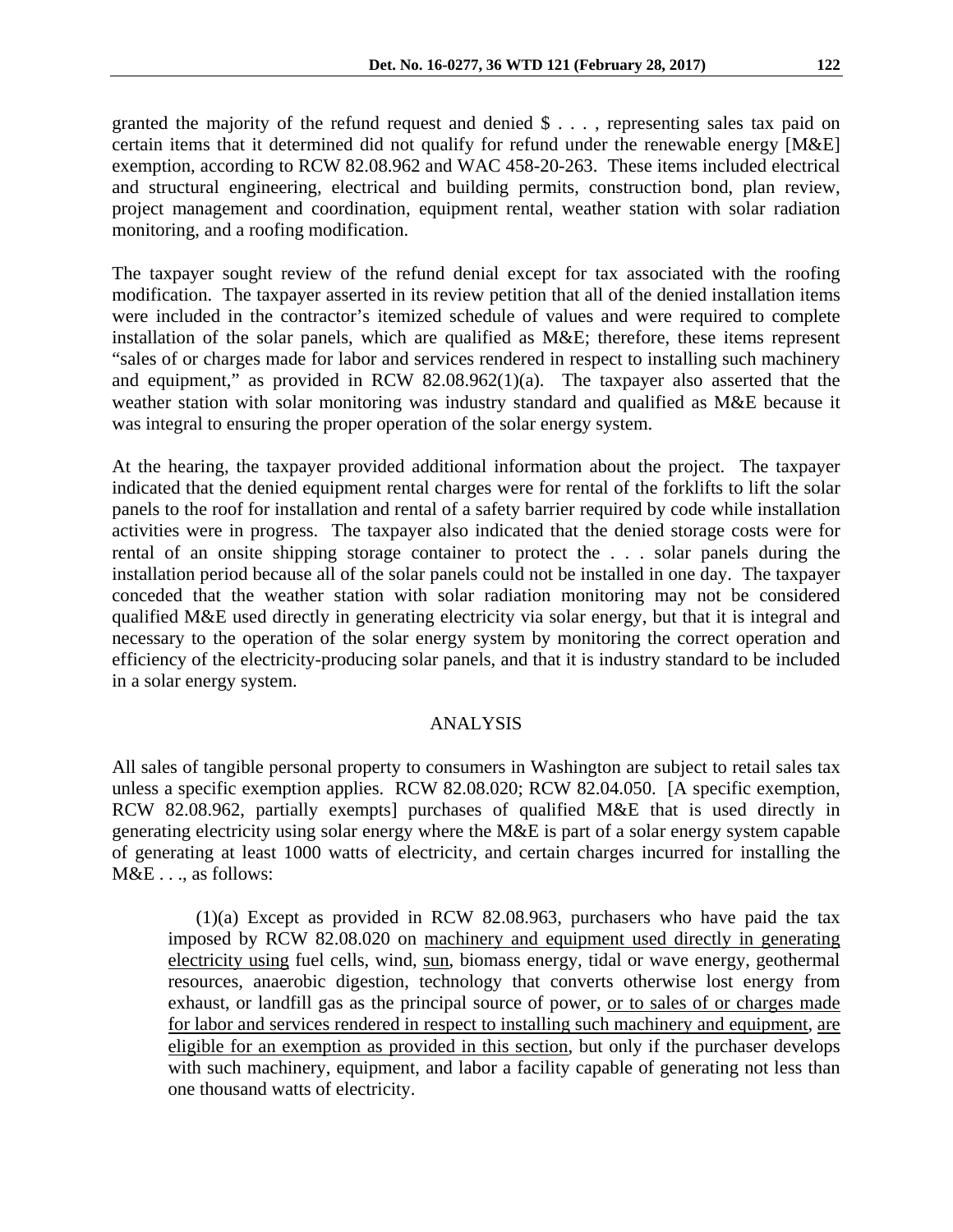granted the majority of the refund request and denied $ . . . , representing sales tax paid on certain items that it determined did not qualify for refund under the renewable energy [M&E] exemption, according to RCW 82.08.962 and WAC 458-20-263. These items included electrical and structural engineering, electrical and building permits, construction bond, plan review, project management and coordination, equipment rental, weather station with solar radiation monitoring, and a roofing modification.

The taxpayer sought review of the refund denial except for tax associated with the roofing modification. The taxpayer asserted in its review petition that all of the denied installation items were included in the contractor's itemized schedule of values and were required to complete installation of the solar panels, which are qualified as M&E; therefore, these items represent "sales of or charges made for labor and services rendered in respect to installing such machinery and equipment," as provided in RCW 82.08.962(1)(a). The taxpayer also asserted that the weather station with solar monitoring was industry standard and qualified as M&E because it was integral to ensuring the proper operation of the solar energy system.

At the hearing, the taxpayer provided additional information about the project. The taxpayer indicated that the denied equipment rental charges were for rental of the forklifts to lift the solar panels to the roof for installation and rental of a safety barrier required by code while installation activities were in progress. The taxpayer also indicated that the denied storage costs were for rental of an onsite shipping storage container to protect the . . . solar panels during the installation period because all of the solar panels could not be installed in one day. The taxpayer conceded that the weather station with solar radiation monitoring may not be considered qualified M&E used directly in generating electricity via solar energy, but that it is integral and necessary to the operation of the solar energy system by monitoring the correct operation and efficiency of the electricity-producing solar panels, and that it is industry standard to be included in a solar energy system.

## ANALYSIS

All sales of tangible personal property to consumers in Washington are subject to retail sales tax unless a specific exemption applies. RCW 82.08.020; RCW 82.04.050. [A specific exemption, RCW 82.08.962, partially exempts] purchases of qualified M&E that is used directly in generating electricity using solar energy where the M&E is part of a solar energy system capable of generating at least 1000 watts of electricity, and certain charges incurred for installing the M&E . . ., as follows:

> (1)(a) Except as provided in RCW 82.08.963, purchasers who have paid the tax imposed by RCW 82.08.020 on <u>machinery and equipment used directly in generating electricity using</u> fuel cells, wind, <u>sun</u>, biomass energy, tidal or wave energy, geothermal resources, anaerobic digestion, technology that converts otherwise lost energy from exhaust, or landfill gas as the principal source of power, <u>or to sales of or charges made for labor and services rendered in respect to installing such machinery and equipment</u>, <u>are eligible for an exemption as provided in this section</u>, but only if the purchaser develops with such machinery, equipment, and labor a facility capable of generating not less than one thousand watts of electricity.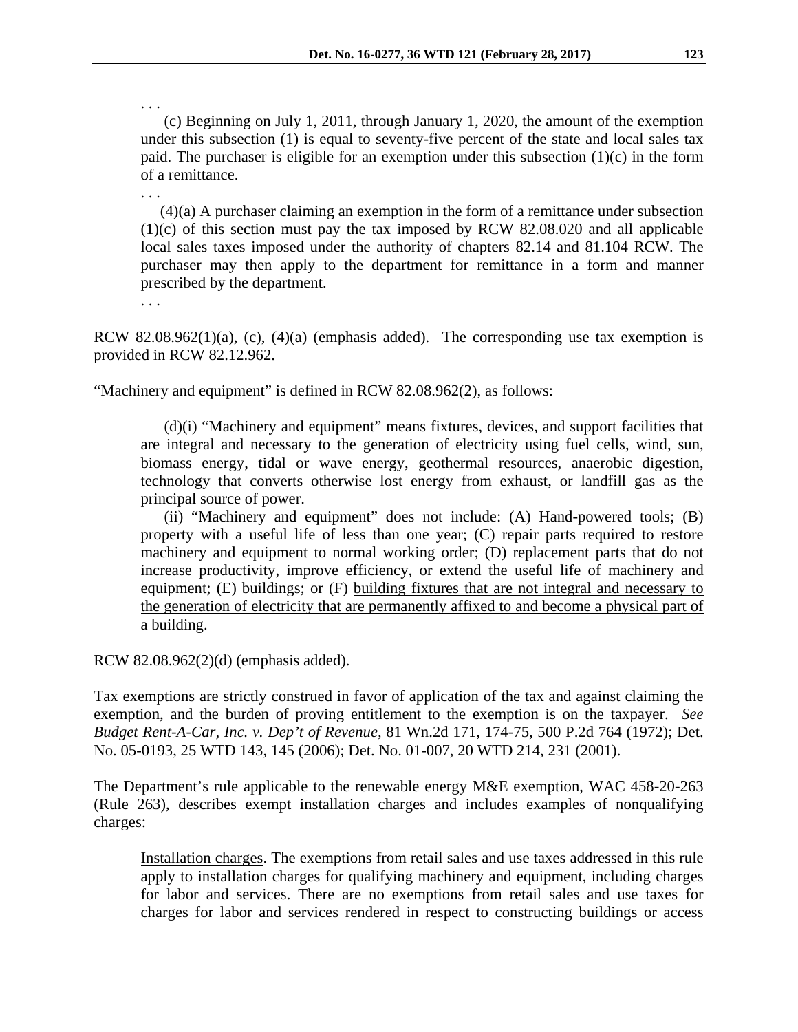. . .

(c) Beginning on July 1, 2011, through January 1, 2020, the amount of the exemption under this subsection (1) is equal to seventy-five percent of the state and local sales tax paid. The purchaser is eligible for an exemption under this subsection (1)(c) in the form of a remittance.

. . .

(4)(a) A purchaser claiming an exemption in the form of a remittance under subsection (1)(c) of this section must pay the tax imposed by RCW 82.08.020 and all applicable local sales taxes imposed under the authority of chapters 82.14 and 81.104 RCW. The purchaser may then apply to the department for remittance in a form and manner prescribed by the department.

. . .

RCW 82.08.962(1)(a), (c), (4)(a) (emphasis added). The corresponding use tax exemption is provided in RCW 82.12.962.

"Machinery and equipment" is defined in RCW 82.08.962(2), as follows:

> (d)(i) "Machinery and equipment" means fixtures, devices, and support facilities that are integral and necessary to the generation of electricity using fuel cells, wind, sun, biomass energy, tidal or wave energy, geothermal resources, anaerobic digestion, technology that converts otherwise lost energy from exhaust, or landfill gas as the principal source of power.
>
> (ii) "Machinery and equipment" does not include: (A) Hand-powered tools; (B) property with a useful life of less than one year; (C) repair parts required to restore machinery and equipment to normal working order; (D) replacement parts that do not increase productivity, improve efficiency, or extend the useful life of machinery and equipment; (E) buildings; or (F) <u>building fixtures that are not integral and necessary to the generation of electricity that are permanently affixed to and become a physical part of a building</u>.

RCW 82.08.962(2)(d) (emphasis added).

Tax exemptions are strictly construed in favor of application of the tax and against claiming the exemption, and the burden of proving entitlement to the exemption is on the taxpayer. *See Budget Rent-A-Car, Inc. v. Dep't of Revenue,* 81 Wn.2d 171, 174-75, 500 P.2d 764 (1972); Det. No. 05-0193, 25 WTD 143, 145 (2006); Det. No. 01-007, 20 WTD 214, 231 (2001).

The Department's rule applicable to the renewable energy M&E exemption, WAC 458-20-263 (Rule 263), describes exempt installation charges and includes examples of nonqualifying charges:

> <u>Installation charges</u>. The exemptions from retail sales and use taxes addressed in this rule apply to installation charges for qualifying machinery and equipment, including charges for labor and services. There are no exemptions from retail sales and use taxes for charges for labor and services rendered in respect to constructing buildings or access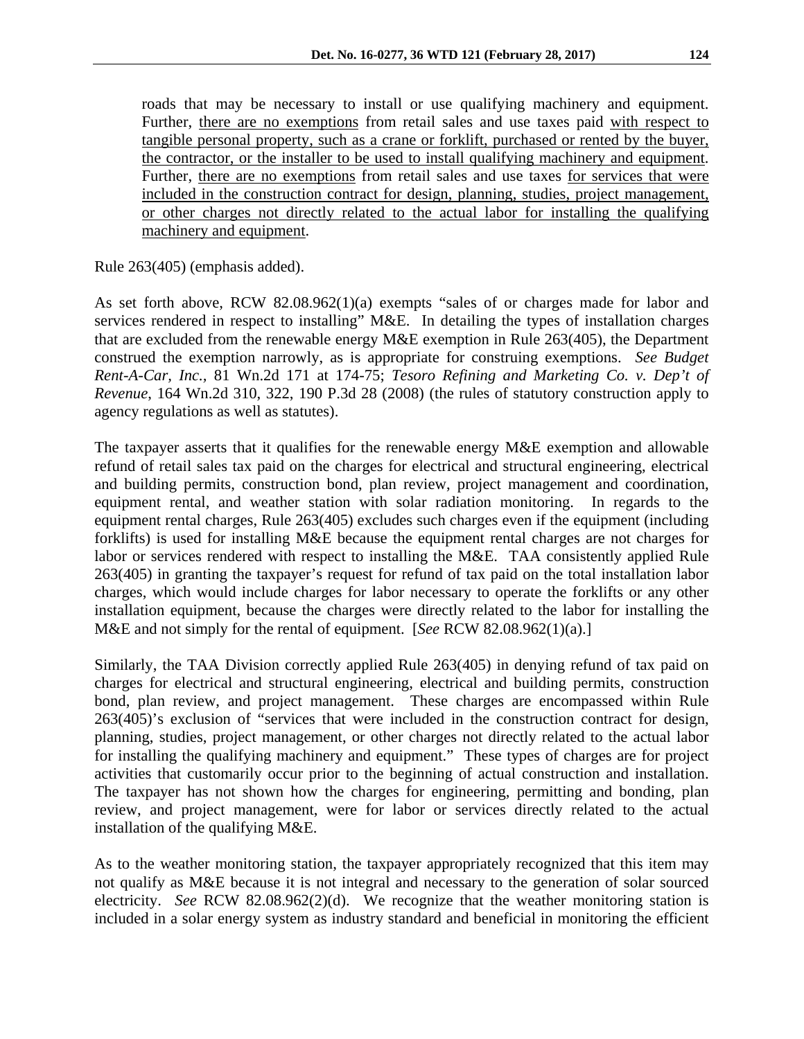roads that may be necessary to install or use qualifying machinery and equipment. Further, <u>there are no exemptions</u> from retail sales and use taxes paid <u>with respect to tangible personal property, such as a crane or forklift, purchased or rented by the buyer, the contractor, or the installer to be used to install qualifying machinery and equipment</u>. Further, <u>there are no exemptions</u> from retail sales and use taxes <u>for services that were included in the construction contract for design, planning, studies, project management, or other charges not directly related to the actual labor for installing the qualifying machinery and equipment</u>.

Rule 263(405) (emphasis added).

As set forth above, RCW 82.08.962(1)(a) exempts "sales of or charges made for labor and services rendered in respect to installing" M&E. In detailing the types of installation charges that are excluded from the renewable energy M&E exemption in Rule 263(405), the Department construed the exemption narrowly, as is appropriate for construing exemptions. *See Budget Rent-A-Car, Inc.*, 81 Wn.2d 171 at 174-75; *Tesoro Refining and Marketing Co. v. Dep't of Revenue*, 164 Wn.2d 310, 322, 190 P.3d 28 (2008) (the rules of statutory construction apply to agency regulations as well as statutes).

The taxpayer asserts that it qualifies for the renewable energy M&E exemption and allowable refund of retail sales tax paid on the charges for electrical and structural engineering, electrical and building permits, construction bond, plan review, project management and coordination, equipment rental, and weather station with solar radiation monitoring. In regards to the equipment rental charges, Rule 263(405) excludes such charges even if the equipment (including forklifts) is used for installing M&E because the equipment rental charges are not charges for labor or services rendered with respect to installing the M&E. TAA consistently applied Rule 263(405) in granting the taxpayer's request for refund of tax paid on the total installation labor charges, which would include charges for labor necessary to operate the forklifts or any other installation equipment, because the charges were directly related to the labor for installing the M&E and not simply for the rental of equipment. [*See* RCW 82.08.962(1)(a).]

Similarly, the TAA Division correctly applied Rule 263(405) in denying refund of tax paid on charges for electrical and structural engineering, electrical and building permits, construction bond, plan review, and project management. These charges are encompassed within Rule 263(405)'s exclusion of "services that were included in the construction contract for design, planning, studies, project management, or other charges not directly related to the actual labor for installing the qualifying machinery and equipment." These types of charges are for project activities that customarily occur prior to the beginning of actual construction and installation. The taxpayer has not shown how the charges for engineering, permitting and bonding, plan review, and project management, were for labor or services directly related to the actual installation of the qualifying M&E.

As to the weather monitoring station, the taxpayer appropriately recognized that this item may not qualify as M&E because it is not integral and necessary to the generation of solar sourced electricity. *See* RCW 82.08.962(2)(d). We recognize that the weather monitoring station is included in a solar energy system as industry standard and beneficial in monitoring the efficient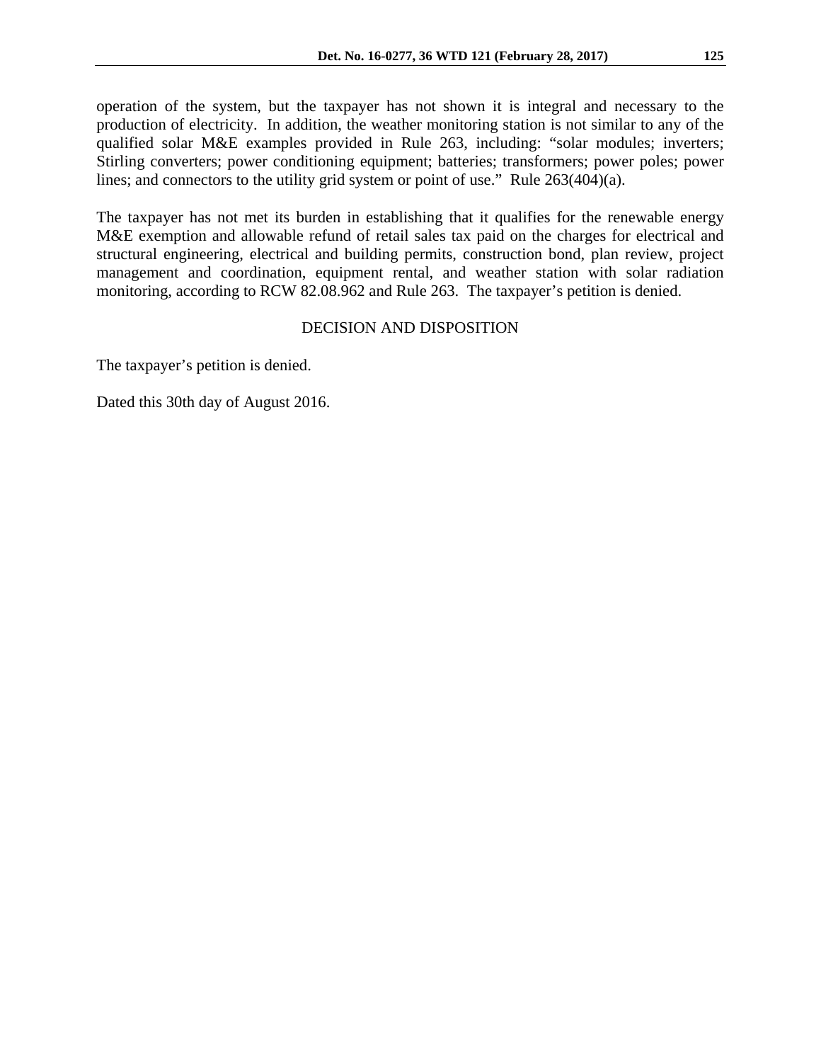operation of the system, but the taxpayer has not shown it is integral and necessary to the production of electricity. In addition, the weather monitoring station is not similar to any of the qualified solar M&E examples provided in Rule 263, including: "solar modules; inverters; Stirling converters; power conditioning equipment; batteries; transformers; power poles; power lines; and connectors to the utility grid system or point of use." Rule 263(404)(a).

The taxpayer has not met its burden in establishing that it qualifies for the renewable energy M&E exemption and allowable refund of retail sales tax paid on the charges for electrical and structural engineering, electrical and building permits, construction bond, plan review, project management and coordination, equipment rental, and weather station with solar radiation monitoring, according to RCW 82.08.962 and Rule 263. The taxpayer's petition is denied.

## DECISION AND DISPOSITION

The taxpayer's petition is denied.

Dated this 30th day of August 2016.